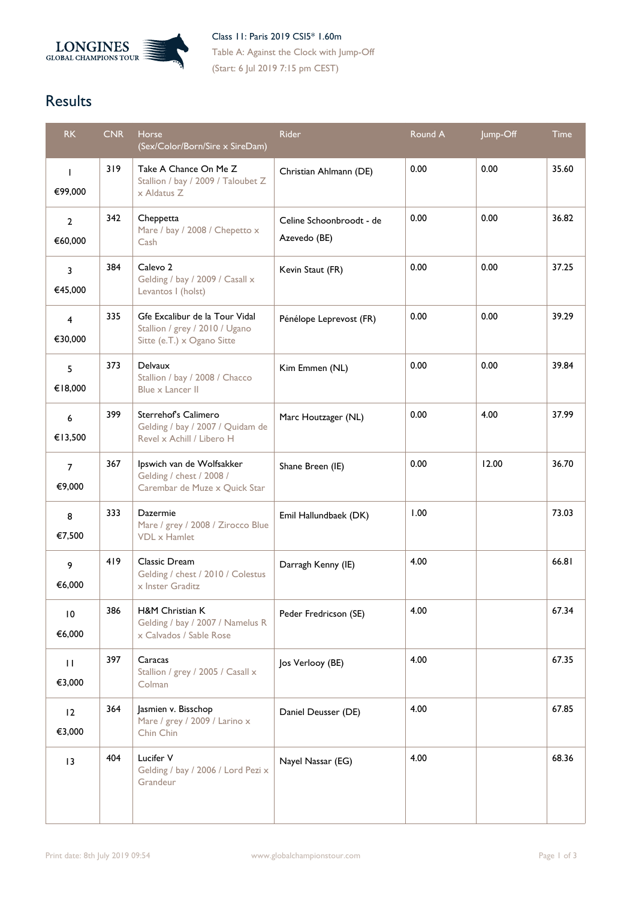Class 11: Paris 2019 CSI5* 1.60m

Table A: Against the Clock with Jump-Off

(Start: 6 Jul 2019 7:15 pm CEST)

# Results

| RK | CNR | Horse (Sex/Color/Born/Sire x SireDam) | Rider | Round A | Jump-Off | Time |
|---|---|---|---|---|---|---|
| 1 €99,000 | 319 | Take A Chance On Me Z Stallion / bay / 2009 / Taloubet Z x Aldatus Z | Christian Ahlmann (DE) | 0.00 | 0.00 | 35.60 |
| 2 €60,000 | 342 | Cheppetta Mare / bay / 2008 / Chepetto x Cash | Celine Schoonbroodt - de Azevedo (BE) | 0.00 | 0.00 | 36.82 |
| 3 €45,000 | 384 | Calevo 2 Gelding / bay / 2009 / Casall x Levantos I (holst) | Kevin Staut (FR) | 0.00 | 0.00 | 37.25 |
| 4 €30,000 | 335 | Gfe Excalibur de la Tour Vidal Stallion / grey / 2010 / Ugano Sitte (e.T.) x Ogano Sitte | Pénélope Leprevost (FR) | 0.00 | 0.00 | 39.29 |
| 5 €18,000 | 373 | Delvaux Stallion / bay / 2008 / Chacco Blue x Lancer II | Kim Emmen (NL) | 0.00 | 0.00 | 39.84 |
| 6 €13,500 | 399 | Sterrehof's Calimero Gelding / bay / 2007 / Quidam de Revel x Achill / Libero H | Marc Houtzager (NL) | 0.00 | 4.00 | 37.99 |
| 7 €9,000 | 367 | Ipswich van de Wolfsakker Gelding / chest / 2008 / Carembar de Muze x Quick Star | Shane Breen (IE) | 0.00 | 12.00 | 36.70 |
| 8 €7,500 | 333 | Dazermie Mare / grey / 2008 / Zirocco Blue VDL x Hamlet | Emil Hallundbaek (DK) | 1.00 | | 73.03 |
| 9 €6,000 | 419 | Classic Dream Gelding / chest / 2010 / Colestus x Inster Graditz | Darragh Kenny (IE) | 4.00 | | 66.81 |
| 10 €6,000 | 386 | H&M Christian K Gelding / bay / 2007 / Namelus R x Calvados / Sable Rose | Peder Fredricson (SE) | 4.00 | | 67.34 |
| 11 €3,000 | 397 | Caracas Stallion / grey / 2005 / Casall x Colman | Jos Verlooy (BE) | 4.00 | | 67.35 |
| 12 €3,000 | 364 | Jasmien v. Bisschop Mare / grey / 2009 / Larino x Chin Chin | Daniel Deusser (DE) | 4.00 | | 67.85 |
| 13 | 404 | Lucifer V Gelding / bay / 2006 / Lord Pezi x Grandeur | Nayel Nassar (EG) | 4.00 | | 68.36 |

Print date: 8th July 2019 09:54 www.globalchampionstour.com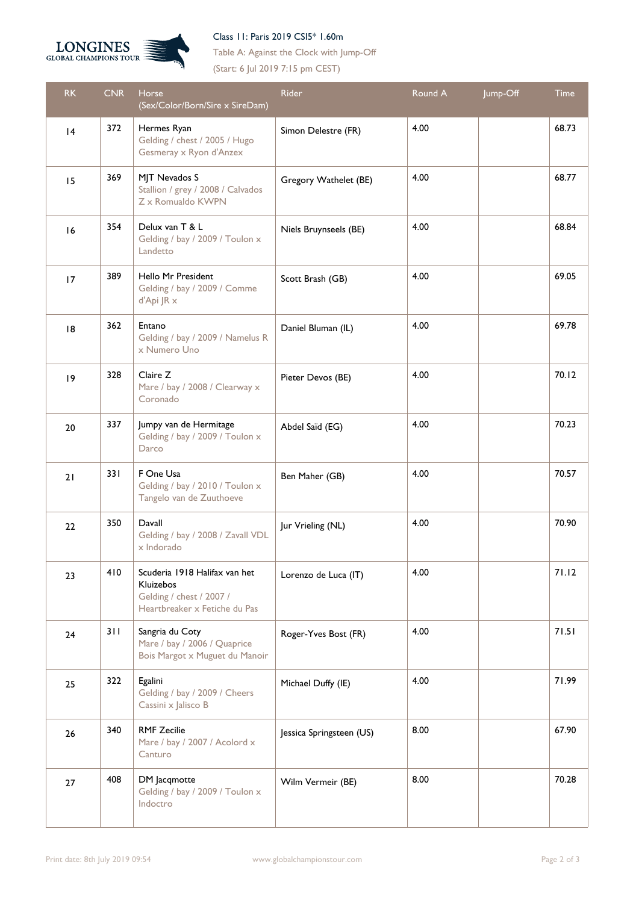Class 11: Paris 2019 CSI5* 1.60m

Table A: Against the Clock with Jump-Off

(Start: 6 Jul 2019 7:15 pm CEST)

| RK | CNR | Horse (Sex/Color/Born/Sire x SireDam) | Rider | Round A | Jump-Off | Time |
|---|---|---|---|---|---|---|
| 14 | 372 | Hermes Ryan Gelding / chest / 2005 / Hugo Gesmeray x Ryon d'Anzex | Simon Delestre (FR) | 4.00 | | 68.73 |
| 15 | 369 | MJT Nevados S Stallion / grey / 2008 / Calvados Z x Romualdo KWPN | Gregory Wathelet (BE) | 4.00 | | 68.77 |
| 16 | 354 | Delux van T & L Gelding / bay / 2009 / Toulon x Landetto | Niels Bruynseels (BE) | 4.00 | | 68.84 |
| 17 | 389 | Hello Mr President Gelding / bay / 2009 / Comme d'Api JR x | Scott Brash (GB) | 4.00 | | 69.05 |
| 18 | 362 | Entano Gelding / bay / 2009 / Namelus R x Numero Uno | Daniel Bluman (IL) | 4.00 | | 69.78 |
| 19 | 328 | Claire Z Mare / bay / 2008 / Clearway x Coronado | Pieter Devos (BE) | 4.00 | | 70.12 |
| 20 | 337 | Jumpy van de Hermitage Gelding / bay / 2009 / Toulon x Darco | Abdel Saïd (EG) | 4.00 | | 70.23 |
| 21 | 331 | F One Usa Gelding / bay / 2010 / Toulon x Tangelo van de Zuuthoeve | Ben Maher (GB) | 4.00 | | 70.57 |
| 22 | 350 | Davall Gelding / bay / 2008 / Zavall VDL x Indorado | Jur Vrieling (NL) | 4.00 | | 70.90 |
| 23 | 410 | Scuderia 1918 Halifax van het Kluizebos Gelding / chest / 2007 / Heartbreaker x Fetiche du Pas | Lorenzo de Luca (IT) | 4.00 | | 71.12 |
| 24 | 311 | Sangria du Coty Mare / bay / 2006 / Quaprice Bois Margot x Muguet du Manoir | Roger-Yves Bost (FR) | 4.00 | | 71.51 |
| 25 | 322 | Egalini Gelding / bay / 2009 / Cheers Cassini x Jalisco B | Michael Duffy (IE) | 4.00 | | 71.99 |
| 26 | 340 | RMF Zecilie Mare / bay / 2007 / Acolord x Canturo | Jessica Springsteen (US) | 8.00 | | 67.90 |
| 27 | 408 | DM Jacqmotte Gelding / bay / 2009 / Toulon x Indoctro | Wilm Vermeir (BE) | 8.00 | | 70.28 |

Print date: 8th July 2019 09:54 www.globalchampionstour.com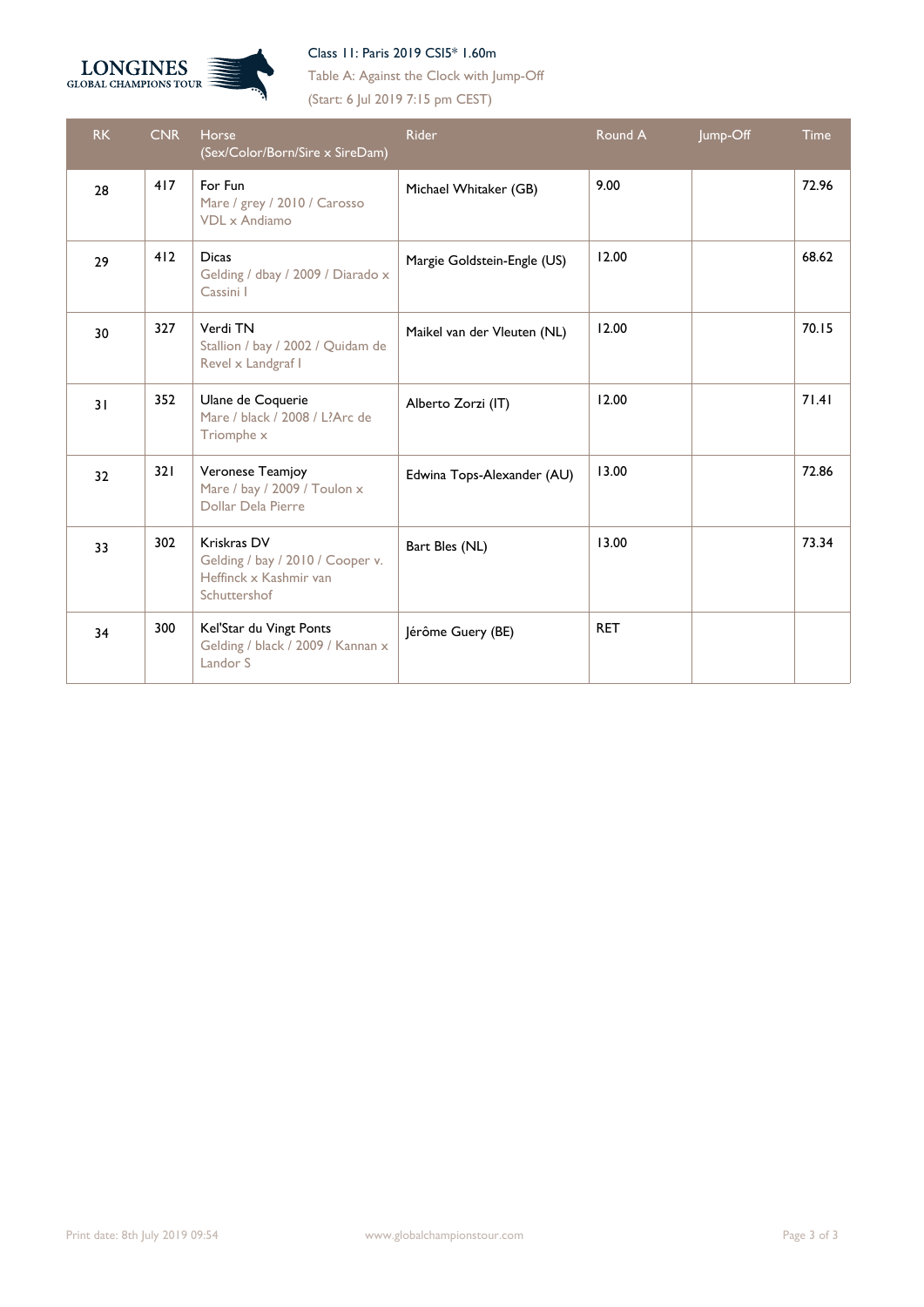Class 11: Paris 2019 CSI5* 1.60m

Table A: Against the Clock with Jump-Off

(Start: 6 Jul 2019 7:15 pm CEST)

| RK | CNR | Horse (Sex/Color/Born/Sire x SireDam) | Rider | Round A | Jump-Off | Time |
|---|---|---|---|---|---|---|
| 28 | 417 | For Fun Mare / grey / 2010 / Carosso VDL x Andiamo | Michael Whitaker (GB) | 9.00 | | 72.96 |
| 29 | 412 | Dicas Gelding / dbay / 2009 / Diarado x Cassini I | Margie Goldstein-Engle (US) | 12.00 | | 68.62 |
| 30 | 327 | Verdi TN Stallion / bay / 2002 / Quidam de Revel x Landgraf I | Maikel van der Vleuten (NL) | 12.00 | | 70.15 |
| 31 | 352 | Ulane de Coquerie Mare / black / 2008 / L?Arc de Triomphe x | Alberto Zorzi (IT) | 12.00 | | 71.41 |
| 32 | 321 | Veronese Teamjoy Mare / bay / 2009 / Toulon x Dollar Dela Pierre | Edwina Tops-Alexander (AU) | 13.00 | | 72.86 |
| 33 | 302 | Kriskras DV Gelding / bay / 2010 / Cooper v. Heffinck x Kashmir van Schuttershof | Bart Bles (NL) | 13.00 | | 73.34 |
| 34 | 300 | Kel'Star du Vingt Ponts Gelding / black / 2009 / Kannan x Landor S | Jérôme Guery (BE) | RET | | |

Print date: 8th July 2019 09:54 www.globalchampionstour.com